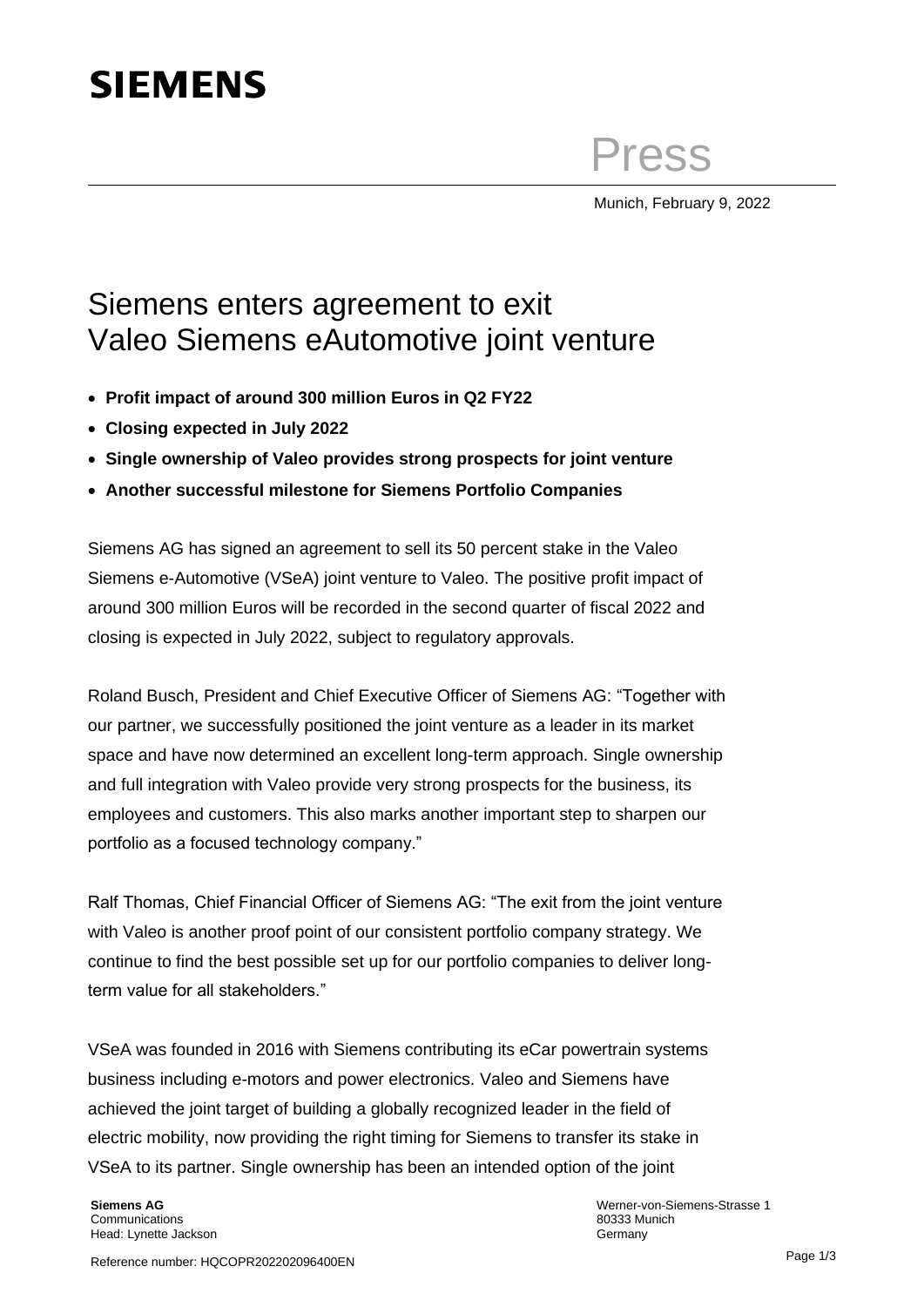# SIEMENS

Press

Munich, February 9, 2022

# Siemens enters agreement to exit Valeo Siemens eAutomotive joint venture

- **Profit impact of around 300 million Euros in Q2 FY22**
- **Closing expected in July 2022**
- **Single ownership of Valeo provides strong prospects for joint venture**
- **Another successful milestone for Siemens Portfolio Companies**

Siemens AG has signed an agreement to sell its 50 percent stake in the Valeo Siemens e-Automotive (VSeA) joint venture to Valeo. The positive profit impact of around 300 million Euros will be recorded in the second quarter of fiscal 2022 and closing is expected in July 2022, subject to regulatory approvals.

Roland Busch, President and Chief Executive Officer of Siemens AG: "Together with our partner, we successfully positioned the joint venture as a leader in its market space and have now determined an excellent long-term approach. Single ownership and full integration with Valeo provide very strong prospects for the business, its employees and customers. This also marks another important step to sharpen our portfolio as a focused technology company."

Ralf Thomas, Chief Financial Officer of Siemens AG: "The exit from the joint venture with Valeo is another proof point of our consistent portfolio company strategy. We continue to find the best possible set up for our portfolio companies to deliver long-term value for all stakeholders."

VSeA was founded in 2016 with Siemens contributing its eCar powertrain systems business including e-motors and power electronics. Valeo and Siemens have achieved the joint target of building a globally recognized leader in the field of electric mobility, now providing the right timing for Siemens to transfer its stake in VSeA to its partner. Single ownership has been an intended option of the joint

**Siemens AG**
Communications
Head: Lynette Jackson

Werner-von-Siemens-Strasse 1
80333 Munich
Germany

Reference number: HQCOPR202202096400EN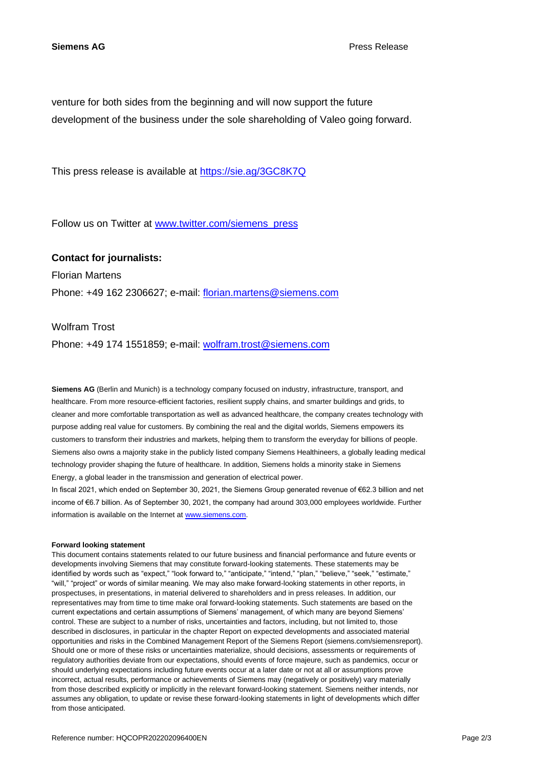venture for both sides from the beginning and will now support the future development of the business under the sole shareholding of Valeo going forward.

This press release is available at https://sie.ag/3GC8K7Q

Follow us on Twitter at www.twitter.com/siemens_press

**Contact for journalists:**

Florian Martens

Phone: +49 162 2306627; e-mail: florian.martens@siemens.com

Wolfram Trost

Phone: +49 174 1551859; e-mail: wolfram.trost@siemens.com

**Siemens AG** (Berlin and Munich) is a technology company focused on industry, infrastructure, transport, and healthcare. From more resource-efficient factories, resilient supply chains, and smarter buildings and grids, to cleaner and more comfortable transportation as well as advanced healthcare, the company creates technology with purpose adding real value for customers. By combining the real and the digital worlds, Siemens empowers its customers to transform their industries and markets, helping them to transform the everyday for billions of people. Siemens also owns a majority stake in the publicly listed company Siemens Healthineers, a globally leading medical technology provider shaping the future of healthcare. In addition, Siemens holds a minority stake in Siemens Energy, a global leader in the transmission and generation of electrical power.
In fiscal 2021, which ended on September 30, 2021, the Siemens Group generated revenue of €62.3 billion and net income of €6.7 billion. As of September 30, 2021, the company had around 303,000 employees worldwide. Further information is available on the Internet at www.siemens.com.

**Forward looking statement**

This document contains statements related to our future business and financial performance and future events or developments involving Siemens that may constitute forward-looking statements. These statements may be identified by words such as "expect," "look forward to," "anticipate," "intend," "plan," "believe," "seek," "estimate," "will," "project" or words of similar meaning. We may also make forward-looking statements in other reports, in prospectuses, in presentations, in material delivered to shareholders and in press releases. In addition, our representatives may from time to time make oral forward-looking statements. Such statements are based on the current expectations and certain assumptions of Siemens' management, of which many are beyond Siemens' control. These are subject to a number of risks, uncertainties and factors, including, but not limited to, those described in disclosures, in particular in the chapter Report on expected developments and associated material opportunities and risks in the Combined Management Report of the Siemens Report (siemens.com/siemensreport). Should one or more of these risks or uncertainties materialize, should decisions, assessments or requirements of regulatory authorities deviate from our expectations, should events of force majeure, such as pandemics, occur or should underlying expectations including future events occur at a later date or not at all or assumptions prove incorrect, actual results, performance or achievements of Siemens may (negatively or positively) vary materially from those described explicitly or implicitly in the relevant forward-looking statement. Siemens neither intends, nor assumes any obligation, to update or revise these forward-looking statements in light of developments which differ from those anticipated.

Reference number: HQCOPR202202096400EN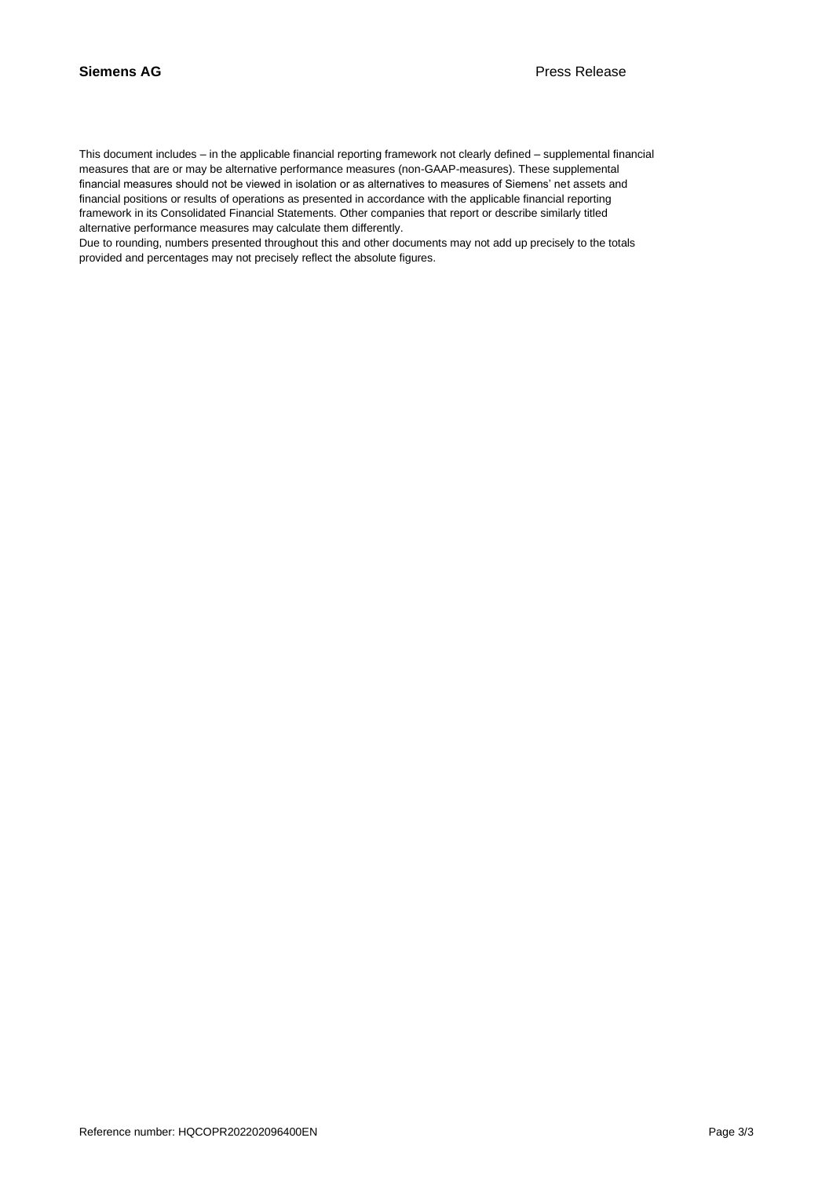This document includes – in the applicable financial reporting framework not clearly defined – supplemental financial measures that are or may be alternative performance measures (non-GAAP-measures). These supplemental financial measures should not be viewed in isolation or as alternatives to measures of Siemens' net assets and financial positions or results of operations as presented in accordance with the applicable financial reporting framework in its Consolidated Financial Statements. Other companies that report or describe similarly titled alternative performance measures may calculate them differently.

Due to rounding, numbers presented throughout this and other documents may not add up precisely to the totals provided and percentages may not precisely reflect the absolute figures.